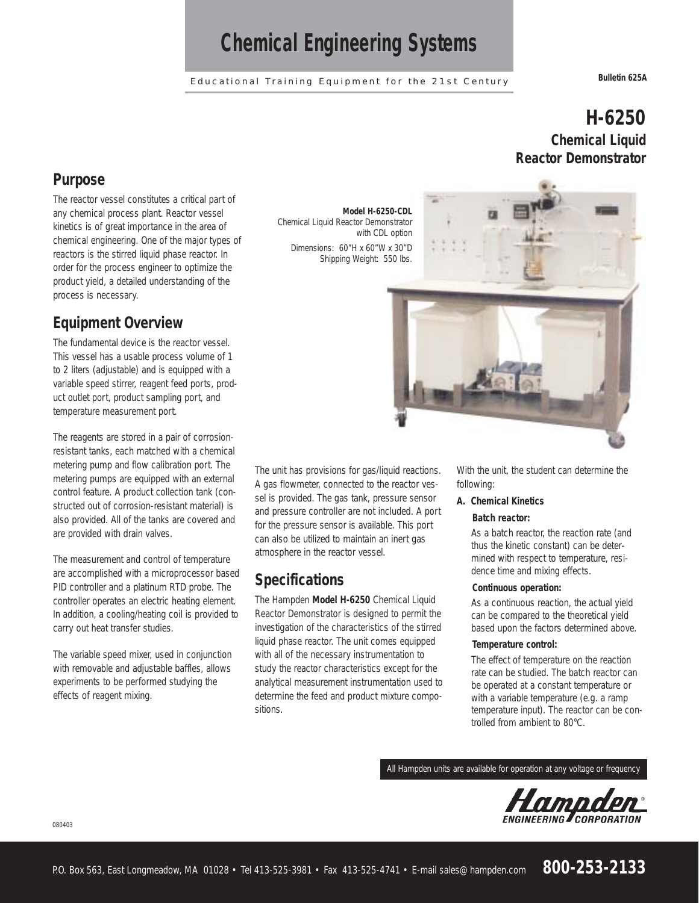# Chemical Engineering Systems

Educational Training Equipment for the 21st Century

**Bulletin 625A**

# H-6250
## Chemical Liquid Reactor Demonstrator

## Purpose

The reactor vessel constitutes a critical part of any chemical process plant. Reactor vessel kinetics is of great importance in the area of chemical engineering. One of the major types of reactors is the stirred liquid phase reactor. In order for the process engineer to optimize the product yield, a detailed understanding of the process is necessary.

## Equipment Overview

The fundamental device is the reactor vessel. This vessel has a usable process volume of 1 to 2 liters (adjustable) and is equipped with a variable speed stirrer, reagent feed ports, product outlet port, product sampling port, and temperature measurement port.

The reagents are stored in a pair of corrosion-resistant tanks, each matched with a chemical metering pump and flow calibration port. The metering pumps are equipped with an external control feature. A product collection tank (constructed out of corrosion-resistant material) is also provided. All of the tanks are covered and are provided with drain valves.

The measurement and control of temperature are accomplished with a microprocessor based PID controller and a platinum RTD probe. The controller operates an electric heating element. In addition, a cooling/heating coil is provided to carry out heat transfer studies.

The variable speed mixer, used in conjunction with removable and adjustable baffles, allows experiments to be performed studying the effects of reagent mixing.

**Model H-6250-CDL**
Chemical Liquid Reactor Demonstrator with CDL option
Dimensions: 60"H x 60"W x 30"D
Shipping Weight: 550 lbs.

The unit has provisions for gas/liquid reactions. A gas flowmeter, connected to the reactor vessel is provided. The gas tank, pressure sensor and pressure controller are not included. A port for the pressure sensor is available. This port can also be utilized to maintain an inert gas atmosphere in the reactor vessel.

## Specifications

The Hampden **Model H-6250** Chemical Liquid Reactor Demonstrator is designed to permit the investigation of the characteristics of the stirred liquid phase reactor. The unit comes equipped with all of the necessary instrumentation to study the reactor characteristics except for the analytical measurement instrumentation used to determine the feed and product mixture compositions.

With the unit, the student can determine the following:

**A. Chemical Kinetics**

**Batch reactor:**

As a batch reactor, the reaction rate (and thus the kinetic constant) can be determined with respect to temperature, residence time and mixing effects.

**Continuous operation:**

As a continuous reaction, the actual yield can be compared to the theoretical yield based upon the factors determined above.

**Temperature control:**

The effect of temperature on the reaction rate can be studied. The batch reactor can be operated at a constant temperature or with a variable temperature (e.g. a ramp temperature input). The reactor can be controlled from ambient to 80°C.

All Hampden units are available for operation at any voltage or frequency

Hampden ENGINEERING CORPORATION

080403

P.O. Box 563, East Longmeadow, MA 01028 • Tel 413-525-3981 • Fax 413-525-4741 • E-mail sales@hampden.com **800-253-2133**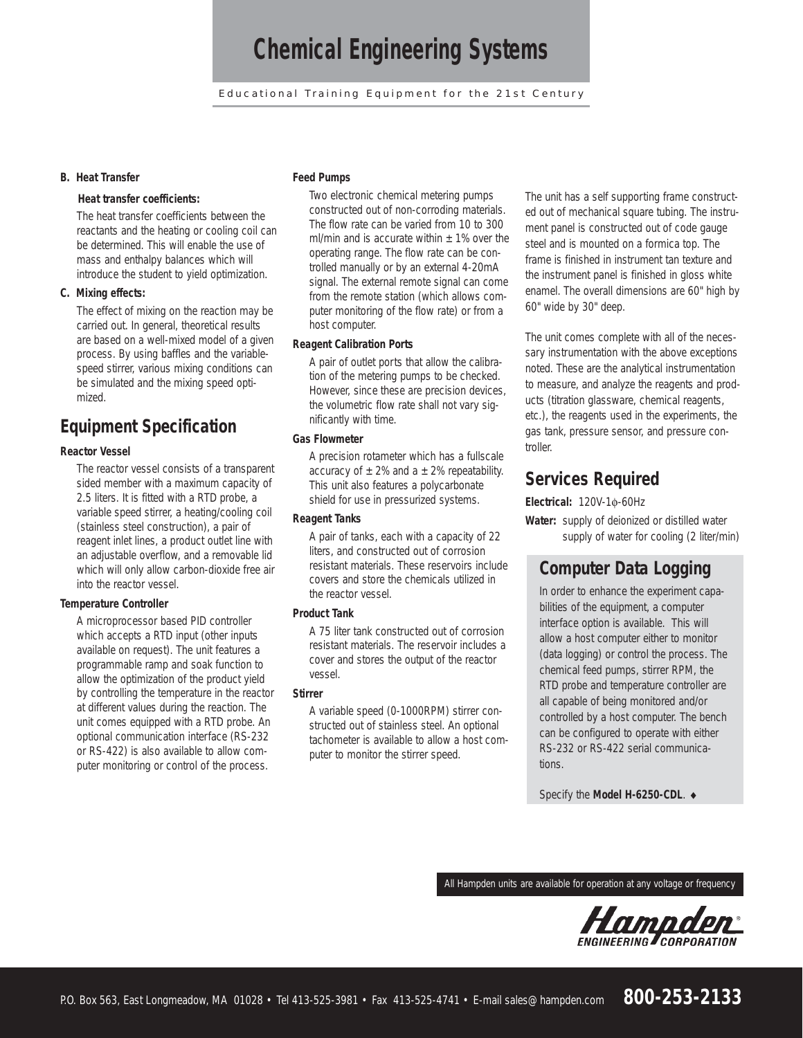**B. Heat Transfer**

**Heat transfer coefficients:**

The heat transfer coefficients between the reactants and the heating or cooling coil can be determined. This will enable the use of mass and enthalpy balances which will introduce the student to yield optimization.

**C. Mixing effects:**

The effect of mixing on the reaction may be carried out. In general, theoretical results are based on a well-mixed model of a given process. By using baffles and the variable-speed stirrer, various mixing conditions can be simulated and the mixing speed optimized.

## Equipment Specification

**Reactor Vessel**

The reactor vessel consists of a transparent sided member with a maximum capacity of 2.5 liters. It is fitted with a RTD probe, a variable speed stirrer, a heating/cooling coil (stainless steel construction), a pair of reagent inlet lines, a product outlet line with an adjustable overflow, and a removable lid which will only allow carbon-dioxide free air into the reactor vessel.

**Temperature Controller**

A microprocessor based PID controller which accepts a RTD input (other inputs available on request). The unit features a programmable ramp and soak function to allow the optimization of the product yield by controlling the temperature in the reactor at different values during the reaction. The unit comes equipped with a RTD probe. An optional communication interface (RS-232 or RS-422) is also available to allow computer monitoring or control of the process.

**Feed Pumps**

Two electronic chemical metering pumps constructed out of non-corroding materials. The flow rate can be varied from 10 to 300 ml/min and is accurate within ± 1% over the operating range. The flow rate can be controlled manually or by an external 4-20mA signal. The external remote signal can come from the remote station (which allows computer monitoring of the flow rate) or from a host computer.

**Reagent Calibration Ports**

A pair of outlet ports that allow the calibration of the metering pumps to be checked. However, since these are precision devices, the volumetric flow rate shall not vary significantly with time.

**Gas Flowmeter**

A precision rotameter which has a fullscale accuracy of ± 2% and a ± 2% repeatability. This unit also features a polycarbonate shield for use in pressurized systems.

**Reagent Tanks**

A pair of tanks, each with a capacity of 22 liters, and constructed out of corrosion resistant materials. These reservoirs include covers and store the chemicals utilized in the reactor vessel.

**Product Tank**

A 75 liter tank constructed out of corrosion resistant materials. The reservoir includes a cover and stores the output of the reactor vessel.

**Stirrer**

A variable speed (0-1000RPM) stirrer constructed out of stainless steel. An optional tachometer is available to allow a host computer to monitor the stirrer speed.

The unit has a self supporting frame constructed out of mechanical square tubing. The instrument panel is constructed out of code gauge steel and is mounted on a formica top. The frame is finished in instrument tan texture and the instrument panel is finished in gloss white enamel. The overall dimensions are 60" high by 60" wide by 30" deep.

The unit comes complete with all of the necessary instrumentation with the above exceptions noted. These are the analytical instrumentation to measure, and analyze the reagents and products (titration glassware, chemical reagents, etc.), the reagents used in the experiments, the gas tank, pressure sensor, and pressure controller.

## Services Required

**Electrical:** 120V-1ϕ-60Hz

**Water:** supply of deionized or distilled water
supply of water for cooling (2 liter/min)

## Computer Data Logging

In order to enhance the experiment capabilities of the equipment, a computer interface option is available. This will allow a host computer either to monitor (data logging) or control the process. The chemical feed pumps, stirrer RPM, the RTD probe and temperature controller are all capable of being monitored and/or controlled by a host computer. The bench can be configured to operate with either RS-232 or RS-422 serial communications.

Specify the **Model H-6250-CDL**. ♦

All Hampden units are available for operation at any voltage or frequency

Hampden Engineering Corporation

P.O. Box 563, East Longmeadow, MA 01028 • Tel 413-525-3981 • Fax 413-525-4741 • E-mail sales@hampden.com **800-253-2133**